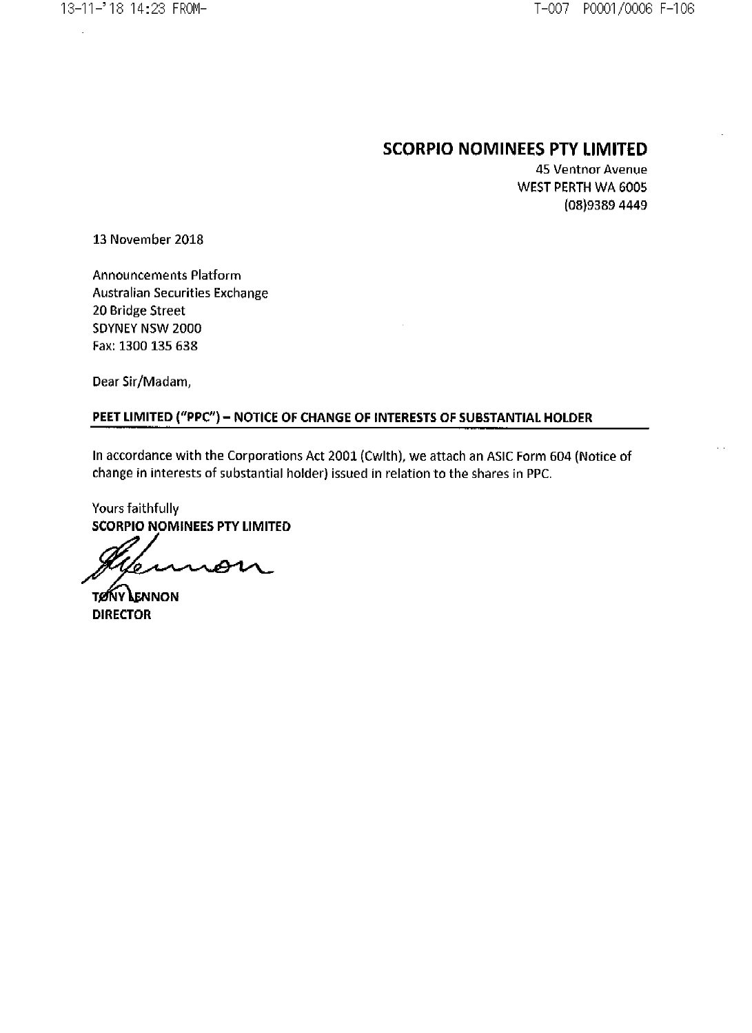**SCORPIO NOMINEES PTY LIMITED**
45 Ventnor Avenue
WEST PERTH WA 6005
(08)9389 4449

13 November 2018

Announcements Platform
Australian Securities Exchange
20 Bridge Street
SDYNEY NSW 2000
Fax: 1300 135 638

Dear Sir/Madam,

**PEET LIMITED ("PPC") – NOTICE OF CHANGE OF INTERESTS OF SUBSTANTIAL HOLDER**

In accordance with the Corporations Act 2001 (Cwlth), we attach an ASIC Form 604 (Notice of change in interests of substantial holder) issued in relation to the shares in PPC.

Yours faithfully
**SCORPIO NOMINEES PTY LIMITED**

**TONY LENNON**
**DIRECTOR**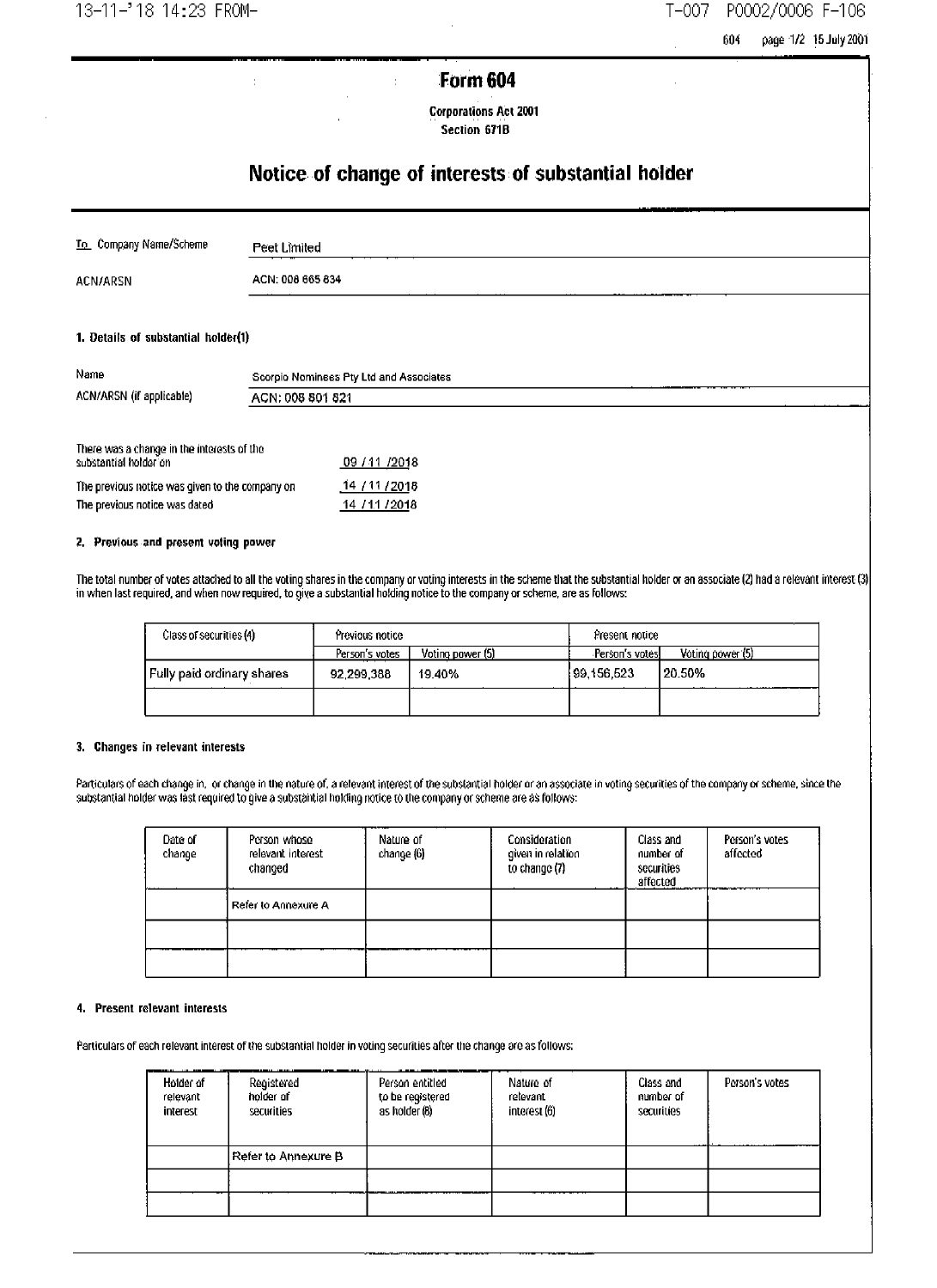604 page 1/2 15 July 2001

# Form 604

**Corporations Act 2001**
**Section 671B**

## Notice of change of interests of substantial holder

| | |
|---|---|
| To Company Name/Scheme | Peet Limited |
| ACN/ARSN | ACN: 008 665 834 |

### 1. Details of substantial holder(1)

| | |
|---|---|
| Name | Scorpio Nominees Pty Ltd and Associates |
| ACN/ARSN (if applicable) | ACN: 008 801 821 |

| | |
|---|---|
| There was a change in the interests of the substantial holder on | 09 / 11 / 2018 |
| The previous notice was given to the company on | 14 / 11 / 2018 |
| The previous notice was dated | 14 / 11 / 2018 |

### 2. Previous and present voting power

The total number of votes attached to all the voting shares in the company or voting interests in the scheme that the substantial holder or an associate (2) had a relevant interest (3) in when last required, and when now required, to give a substantial holding notice to the company or scheme, are as follows:

| Class of securities (4) | Previous notice | | Present notice | |
|---|---|---|---|---|
| | Person's votes | Voting power (5) | Person's votes | Voting power (5) |
| Fully paid ordinary shares | 92,299,388 | 19.40% | 99,156,523 | 20.50% |
| | | | | |

### 3. Changes in relevant interests

Particulars of each change in, or change in the nature of, a relevant interest of the substantial holder or an associate in voting securities of the company or scheme, since the substantial holder was last required to give a substantial holding notice to the company or scheme are as follows:

| Date of change | Person whose relevant interest changed | Nature of change (6) | Consideration given in relation to change (7) | Class and number of securities affected | Person's votes affected |
|---|---|---|---|---|---|
| | Refer to Annexure A | | | | |
| | | | | | |
| | | | | | |

### 4. Present relevant interests

Particulars of each relevant interest of the substantial holder in voting securities after the change are as follows:

| Holder of relevant interest | Registered holder of securities | Person entitled to be registered as holder (8) | Nature of relevant interest (6) | Class and number of securities | Person's votes |
|---|---|---|---|---|---|
| | Refer to Annexure B | | | | |
| | | | | | |
| | | | | | |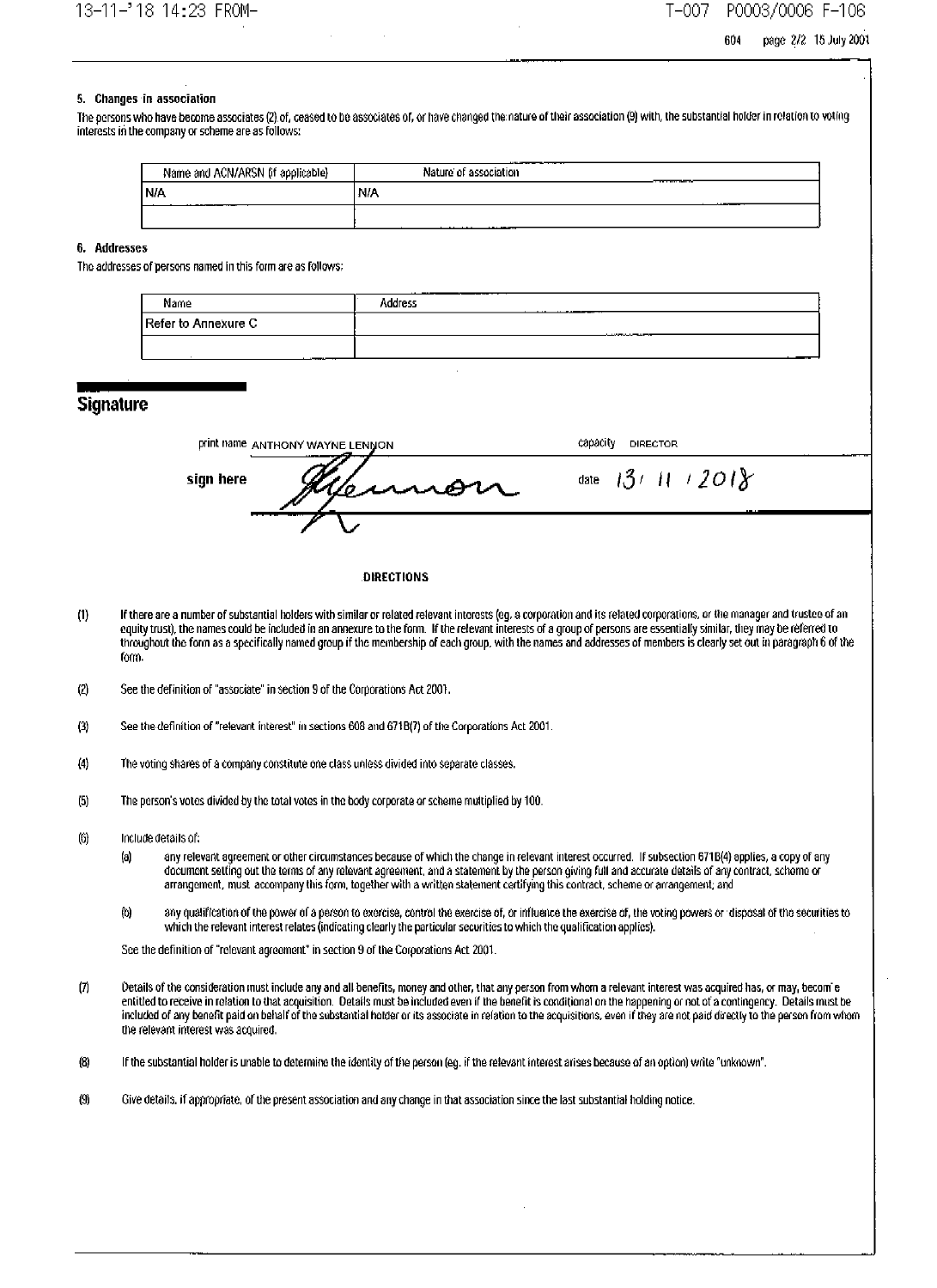### 5. Changes in association

The persons who have become associates (2) of, ceased to be associates of, or have changed the nature of their association (9) with, the substantial holder in relation to voting interests in the company or scheme are as follows:

| Name and ACN/ARSN (if applicable) | Nature of association |
|---|---|
| N/A | N/A |
| | |

### 6. Addresses

The addresses of persons named in this form are as follows:

| Name | Address |
|---|---|
| Refer to Annexure C | |
| | |

## Signature

print name ANTHONY WAYNE LENNON

capacity DIRECTOR

sign here

date 13 / 11 / 2018

**DIRECTIONS**

(1) If there are a number of substantial holders with similar or related relevant interests (eg. a corporation and its related corporations, or the manager and trustee of an equity trust), the names could be included in an annexure to the form. If the relevant interests of a group of persons are essentially similar, they may be referred to throughout the form as a specifically named group if the membership of each group, with the names and addresses of members is clearly set out in paragraph 6 of the form.

(2) See the definition of "associate" in section 9 of the Corporations Act 2001.

(3) See the definition of "relevant interest" in sections 608 and 671B(7) of the Corporations Act 2001.

(4) The voting shares of a company constitute one class unless divided into separate classes.

(5) The person's votes divided by the total votes in the body corporate or scheme multiplied by 100.

(6) Include details of:

(a) any relevant agreement or other circumstances because of which the change in relevant interest occurred. If subsection 671B(4) applies, a copy of any document setting out the terms of any relevant agreement, and a statement by the person giving full and accurate details of any contract, scheme or arrangement, must accompany this form, together with a written statement certifying this contract, scheme or arrangement; and

(b) any qualification of the power of a person to exercise, control the exercise of, or influence the exercise of, the voting powers or disposal of the securities to which the relevant interest relates (indicating clearly the particular securities to which the qualification applies).

See the definition of "relevant agreement" in section 9 of the Corporations Act 2001.

(7) Details of the consideration must include any and all benefits, money and other, that any person from whom a relevant interest was acquired has, or may, become entitled to receive in relation to that acquisition. Details must be included even if the benefit is conditional on the happening or not of a contingency. Details must be included of any benefit paid on behalf of the substantial holder or its associate in relation to the acquisitions, even if they are not paid directly to the person from whom the relevant interest was acquired.

(8) If the substantial holder is unable to determine the identity of the person (eg. if the relevant interest arises because of an option) write "unknown".

(9) Give details, if appropriate, of the present association and any change in that association since the last substantial holding notice.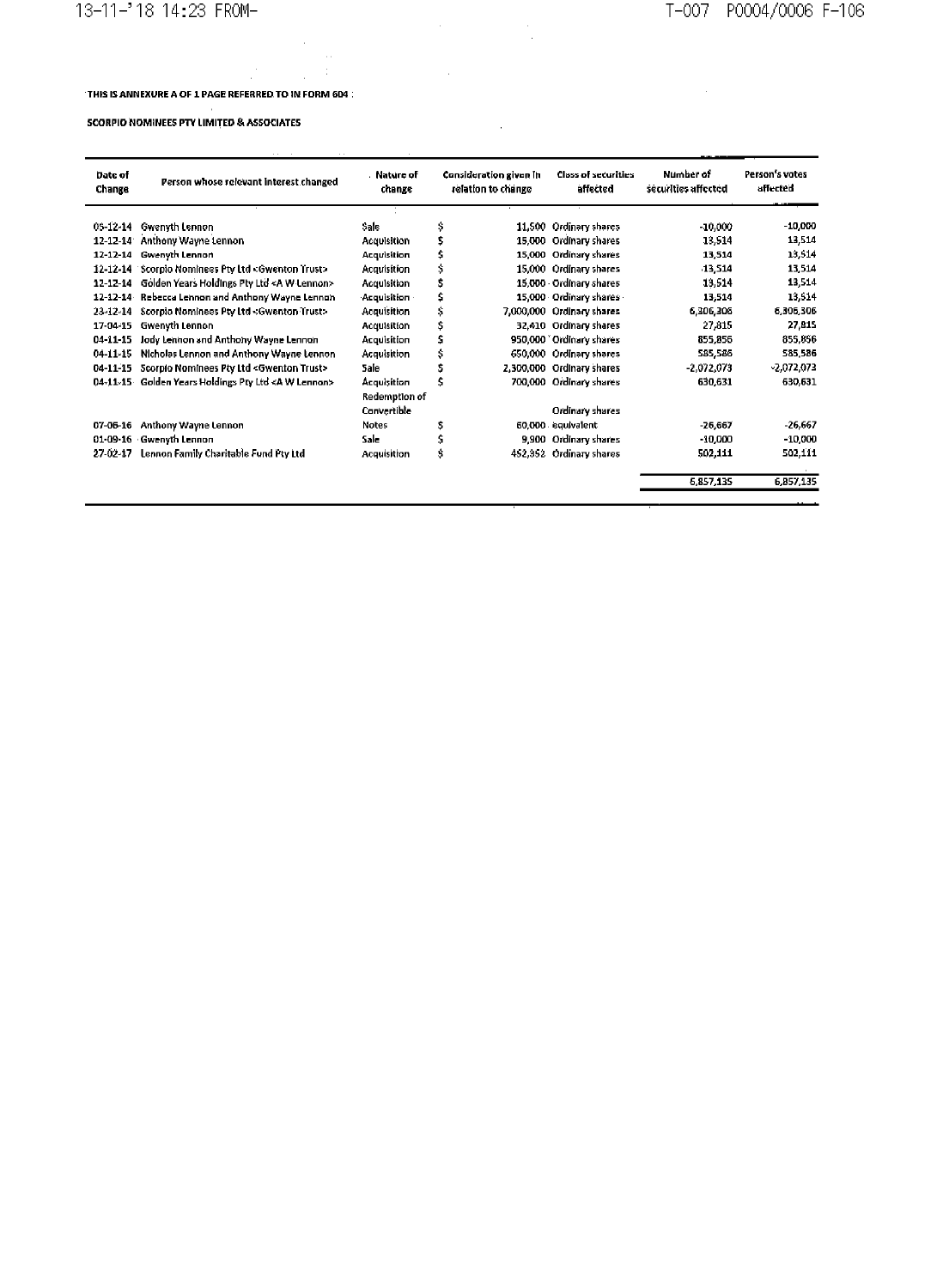THIS IS ANNEXURE A OF 1 PAGE REFERRED TO IN FORM 604 :

SCORPIO NOMINEES PTY LIMITED & ASSOCIATES

| Date of Change | Person whose relevant interest changed | Nature of change | Consideration given in relation to change | Class of securities affected | Number of securities affected | Person's votes affected |
|---|---|---|---|---|---|---|
| 05-12-14 | Gwenyth Lennon | Sale | $ 11,500 | Ordinary shares | -10,000 | -10,000 |
| 12-12-14 | Anthony Wayne Lennon | Acquisition | $ 15,000 | Ordinary shares | 13,514 | 13,514 |
| 12-12-14 | Gwenyth Lennon | Acquisition | $ 15,000 | Ordinary shares | 13,514 | 13,514 |
| 12-12-14 | Scorpio Nominees Pty Ltd <Gwenton Trust> | Acquisition | $ 15,000 | Ordinary shares | 13,514 | 13,514 |
| 12-12-14 | Golden Years Holdings Pty Ltd <A W Lennon> | Acquisition | $ 15,000 | Ordinary shares | 13,514 | 13,514 |
| 12-12-14 | Rebecca Lennon and Anthony Wayne Lennon | Acquisition | $ 15,000 | Ordinary shares | 13,514 | 13,514 |
| 23-12-14 | Scorpio Nominees Pty Ltd <Gwenton Trust> | Acquisition | $ 7,000,000 | Ordinary shares | 6,306,306 | 6,306,306 |
| 17-04-15 | Gwenyth Lennon | Acquisition | $ 32,410 | Ordinary shares | 27,815 | 27,815 |
| 04-11-15 | Jody Lennon and Anthony Wayne Lennon | Acquisition | $ 950,000 | Ordinary shares | 855,856 | 855,856 |
| 04-11-15 | Nicholas Lennon and Anthony Wayne Lennon | Acquisition | $ 650,000 | Ordinary shares | 585,586 | 585,586 |
| 04-11-15 | Scorpio Nominees Pty Ltd <Gwenton Trust> | Sale | $ 2,300,000 | Ordinary shares | -2,072,073 | -2,072,073 |
| 04-11-15 | Golden Years Holdings Pty Ltd <A W Lennon> | Acquisition | $ 700,000 | Ordinary shares | 630,631 | 630,631 |
| 07-06-16 | Anthony Wayne Lennon | Redemption of Convertible Notes | $ 60,000 | Ordinary shares equivalent | -26,667 | -26,667 |
| 01-09-16 | Gwenyth Lennon | Sale | $ 9,900 | Ordinary shares | -10,000 | -10,000 |
| 27-02-17 | Lennon Family Charitable Fund Pty Ltd | Acquisition | $ 452,952 | Ordinary shares | 502,111 | 502,111 |
| | | | | | 6,857,135 | 6,857,135 |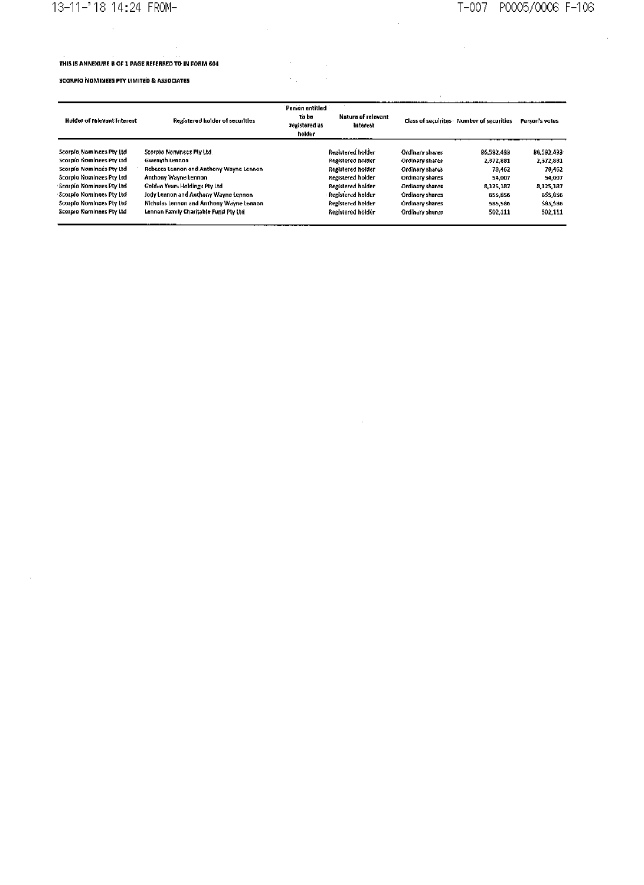THIS IS ANNEXURE B OF 1 PAGE REFERRED TO IN FORM 604

SCORPIO NOMINEES PTY LIMITED & ASSOCIATES

| Holder of relevant interest | Registered holder of securities | Person entitled to be registered as holder | Nature of relevant interest | Class of securities | Number of securities | Person's votes |
|---|---|---|---|---|---|---|
| Scorpio Nominees Pty Ltd | Scorpio Nominees Pty Ltd | | Registered holder | Ordinary shares | 86,582,433 | 86,582,433 |
| Scorpio Nominees Pty Ltd | Gwenyth Lennon | | Registered holder | Ordinary shares | 2,372,881 | 2,372,881 |
| Scorpio Nominees Pty Ltd | Rebecca Lennon and Anthony Wayne Lennon | | Registered holder | Ordinary shares | 78,462 | 78,462 |
| Scorpio Nominees Pty Ltd | Anthony Wayne Lennon | | Registered holder | Ordinary shares | 54,007 | 54,007 |
| Scorpio Nominees Pty Ltd | Golden Years Holdings Pty Ltd | | Registered holder | Ordinary shares | 8,125,187 | 8,125,187 |
| Scorpio Nominees Pty Ltd | Jody Lennon and Anthony Wayne Lennon | | Registered holder | Ordinary shares | 855,856 | 855,856 |
| Scorpio Nominees Pty Ltd | Nicholas Lennon and Anthony Wayne Lennon | | Registered holder | Ordinary shares | 585,586 | 585,586 |
| Scorpio Nominees Pty Ltd | Lennon Family Charitable Fund Pty Ltd | | Registered holder | Ordinary shares | 502,111 | 502,111 |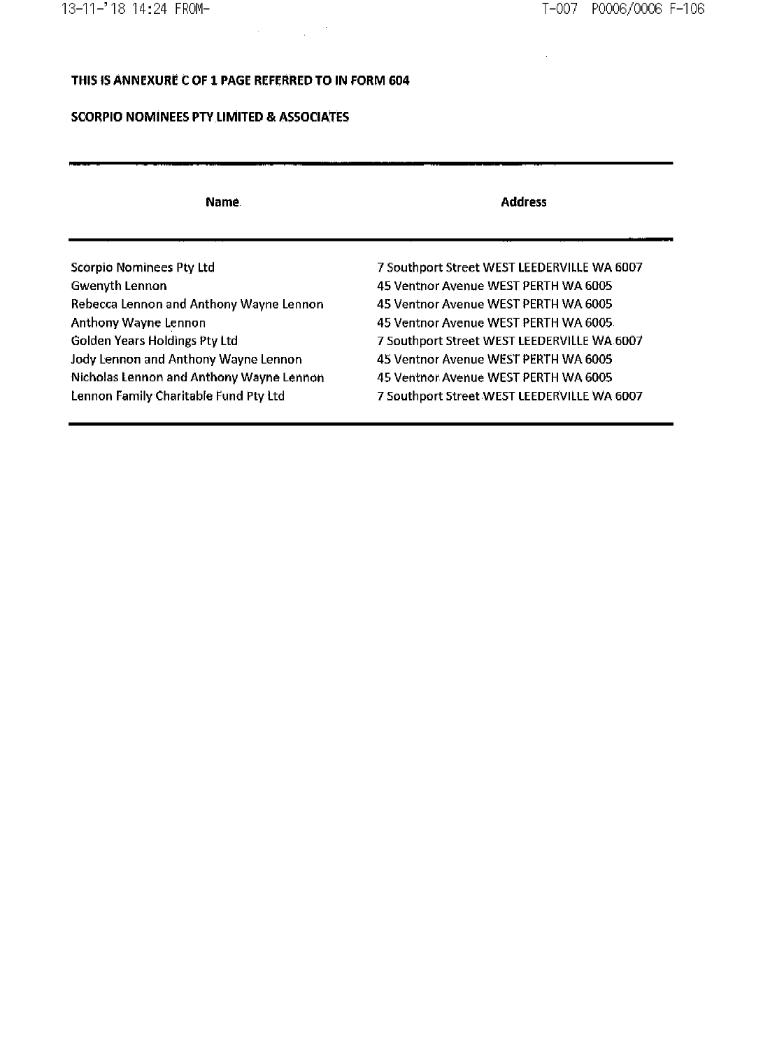**THIS IS ANNEXURE C OF 1 PAGE REFERRED TO IN FORM 604**

**SCORPIO NOMINEES PTY LIMITED & ASSOCIATES**

| Name | Address |
|---|---|
| Scorpio Nominees Pty Ltd | 7 Southport Street WEST LEEDERVILLE WA 6007 |
| Gwenyth Lennon | 45 Ventnor Avenue WEST PERTH WA 6005 |
| Rebecca Lennon and Anthony Wayne Lennon | 45 Ventnor Avenue WEST PERTH WA 6005 |
| Anthony Wayne Lennon | 45 Ventnor Avenue WEST PERTH WA 6005 |
| Golden Years Holdings Pty Ltd | 7 Southport Street WEST LEEDERVILLE WA 6007 |
| Jody Lennon and Anthony Wayne Lennon | 45 Ventnor Avenue WEST PERTH WA 6005 |
| Nicholas Lennon and Anthony Wayne Lennon | 45 Ventnor Avenue WEST PERTH WA 6005 |
| Lennon Family Charitable Fund Pty Ltd | 7 Southport Street WEST LEEDERVILLE WA 6007 |